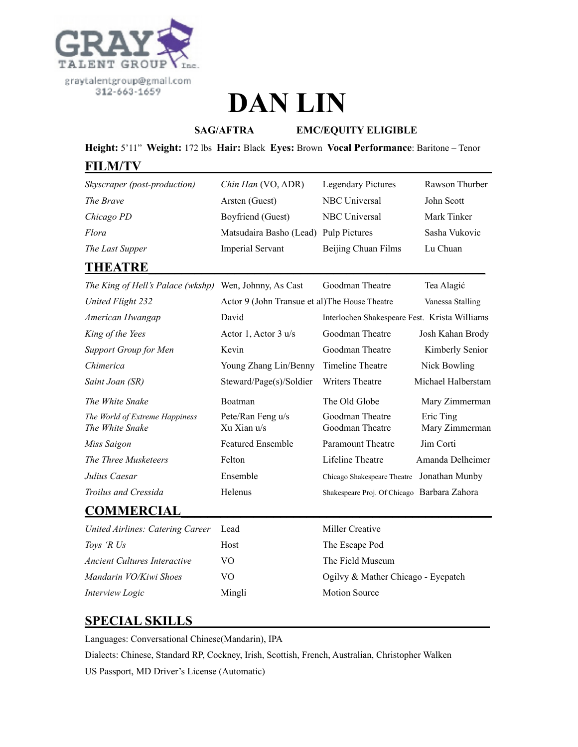GRAY TALENT GROUP Inc.
graytalentgroup@gmail.com
312-663-1659

# DAN LIN

**SAG/AFTRA** **EMC/EQUITY ELIGIBLE**

**Height:** 5'11" **Weight:** 172 lbs **Hair:** Black **Eyes:** Brown **Vocal Performance**: Baritone – Tenor

## FILM/TV

| | | | |
|---|---|---|---|
| *Skyscraper (post-production)* | *Chin Han* (VO, ADR) | Legendary Pictures | Rawson Thurber |
| *The Brave* | Arsten (Guest) | NBC Universal | John Scott |
| *Chicago PD* | Boyfriend (Guest) | NBC Universal | Mark Tinker |
| *Flora* | Matsudaira Basho (Lead) | Pulp Pictures | Sasha Vukovic |
| *The Last Supper* | Imperial Servant | Beijing Chuan Films | Lu Chuan |

## THEATRE

| | | | |
|---|---|---|---|
| *The King of Hell's Palace (wkshp)* | Wen, Johnny, As Cast | Goodman Theatre | Tea Alagić |
| *United Flight 232* | Actor 9 (John Transue et al) | The House Theatre | Vanessa Stalling |
| *American Hwangap* | David | Interlochen Shakespeare Fest. | Krista Williams |
| *King of the Yees* | Actor 1, Actor 3 u/s | Goodman Theatre | Josh Kahan Brody |
| *Support Group for Men* | Kevin | Goodman Theatre | Kimberly Senior |
| *Chimerica* | Young Zhang Lin/Benny | Timeline Theatre | Nick Bowling |
| *Saint Joan (SR)* | Steward/Page(s)/Soldier | Writers Theatre | Michael Halberstam |
| *The White Snake* | Boatman | The Old Globe | Mary Zimmerman |
| *The World of Extreme Happiness* | Pete/Ran Feng u/s | Goodman Theatre | Eric Ting |
| *The White Snake* | Xu Xian u/s | Goodman Theatre | Mary Zimmerman |
| *Miss Saigon* | Featured Ensemble | Paramount Theatre | Jim Corti |
| *The Three Musketeers* | Felton | Lifeline Theatre | Amanda Delheimer |
| *Julius Caesar* | Ensemble | Chicago Shakespeare Theatre | Jonathan Munby |
| *Troilus and Cressida* | Helenus | Shakespeare Proj. Of Chicago | Barbara Zahora |

## COMMERCIAL

| | | |
|---|---|---|
| *United Airlines: Catering Career* | Lead | Miller Creative |
| *Toys 'R Us* | Host | The Escape Pod |
| *Ancient Cultures Interactive* | VO | The Field Museum |
| *Mandarin VO/Kiwi Shoes* | VO | Ogilvy & Mather Chicago - Eyepatch |
| *Interview Logic* | Mingli | Motion Source |

## SPECIAL SKILLS

Languages: Conversational Chinese(Mandarin), IPA

Dialects: Chinese, Standard RP, Cockney, Irish, Scottish, French, Australian, Christopher Walken

US Passport, MD Driver's License (Automatic)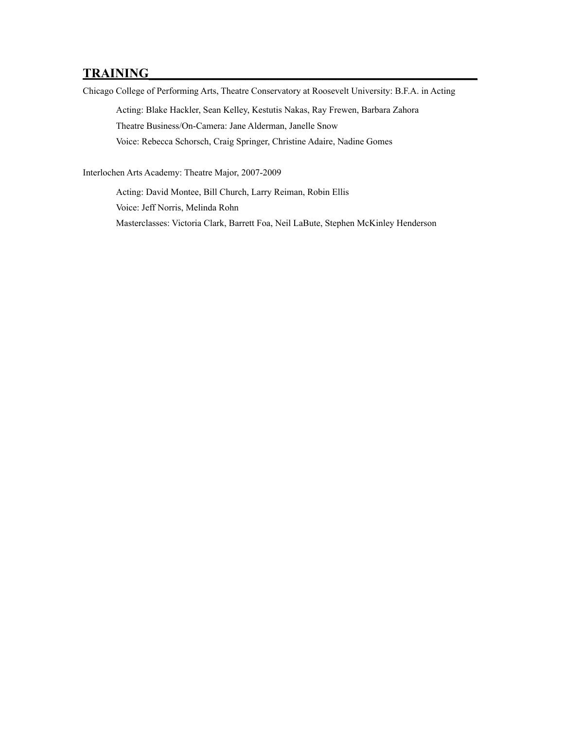## TRAINING

Chicago College of Performing Arts, Theatre Conservatory at Roosevelt University: B.F.A. in Acting

Acting: Blake Hackler, Sean Kelley, Kestutis Nakas, Ray Frewen, Barbara Zahora

Theatre Business/On-Camera: Jane Alderman, Janelle Snow

Voice: Rebecca Schorsch, Craig Springer, Christine Adaire, Nadine Gomes

Interlochen Arts Academy: Theatre Major, 2007-2009

Acting: David Montee, Bill Church, Larry Reiman, Robin Ellis

Voice: Jeff Norris, Melinda Rohn

Masterclasses: Victoria Clark, Barrett Foa, Neil LaBute, Stephen McKinley Henderson